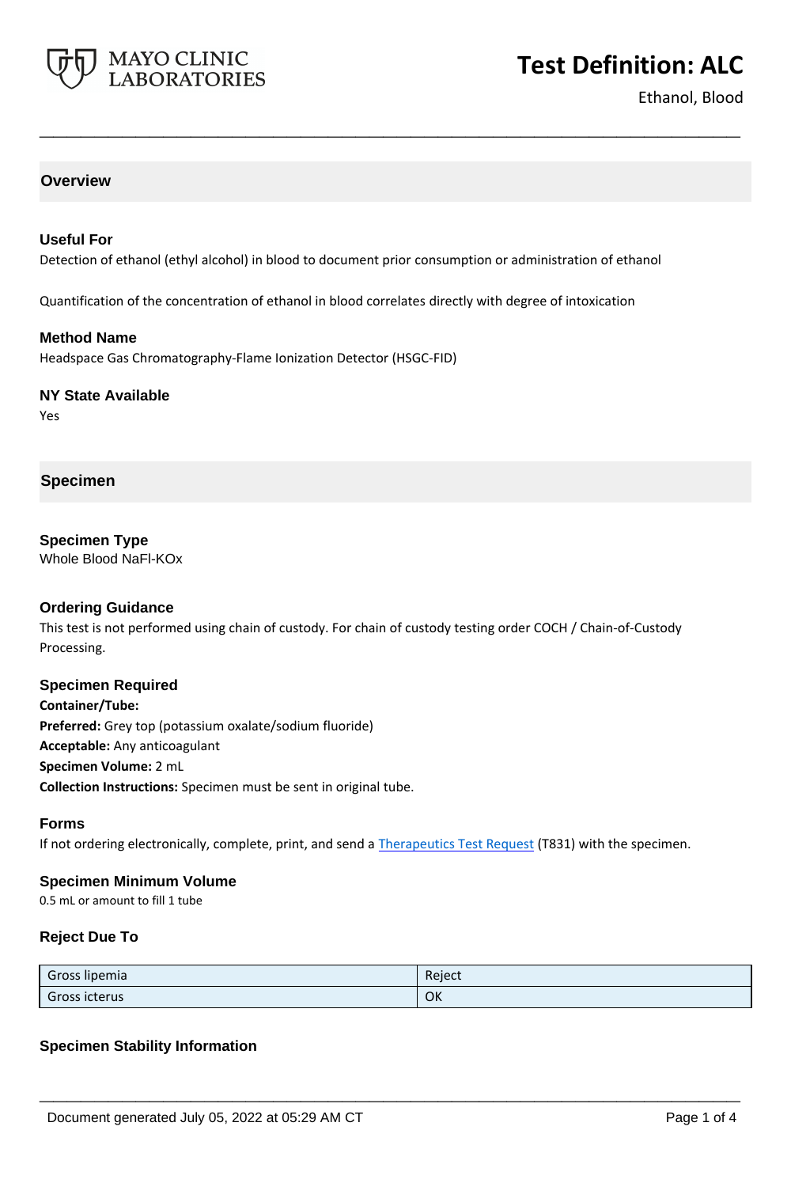# Test Definition: ALC

Ethanol, Blood

## Overview

### Useful For

Detection of ethanol (ethyl alcohol) in blood to document prior consumption or administration of ethanol

Quantification of the concentration of ethanol in blood correlates directly with degree of intoxication

### Method Name

Headspace Gas Chromatography-Flame Ionization Detector (HSGC-FID)

### NY State Available

Yes

## Specimen

### Specimen Type

Whole Blood NaFl-KOx

### Ordering Guidance

This test is not performed using chain of custody. For chain of custody testing order COCH / Chain-of-Custody Processing.

### Specimen Required

**Container/Tube:**

**Preferred:** Grey top (potassium oxalate/sodium fluoride)

**Acceptable:** Any anticoagulant

**Specimen Volume:** 2 mL

**Collection Instructions:** Specimen must be sent in original tube.

### Forms

If not ordering electronically, complete, print, and send a Therapeutics Test Request (T831) with the specimen.

### Specimen Minimum Volume

0.5 mL or amount to fill 1 tube

### Reject Due To

| | |
|---|---|
| Gross lipemia | Reject |
| Gross icterus | OK |

### Specimen Stability Information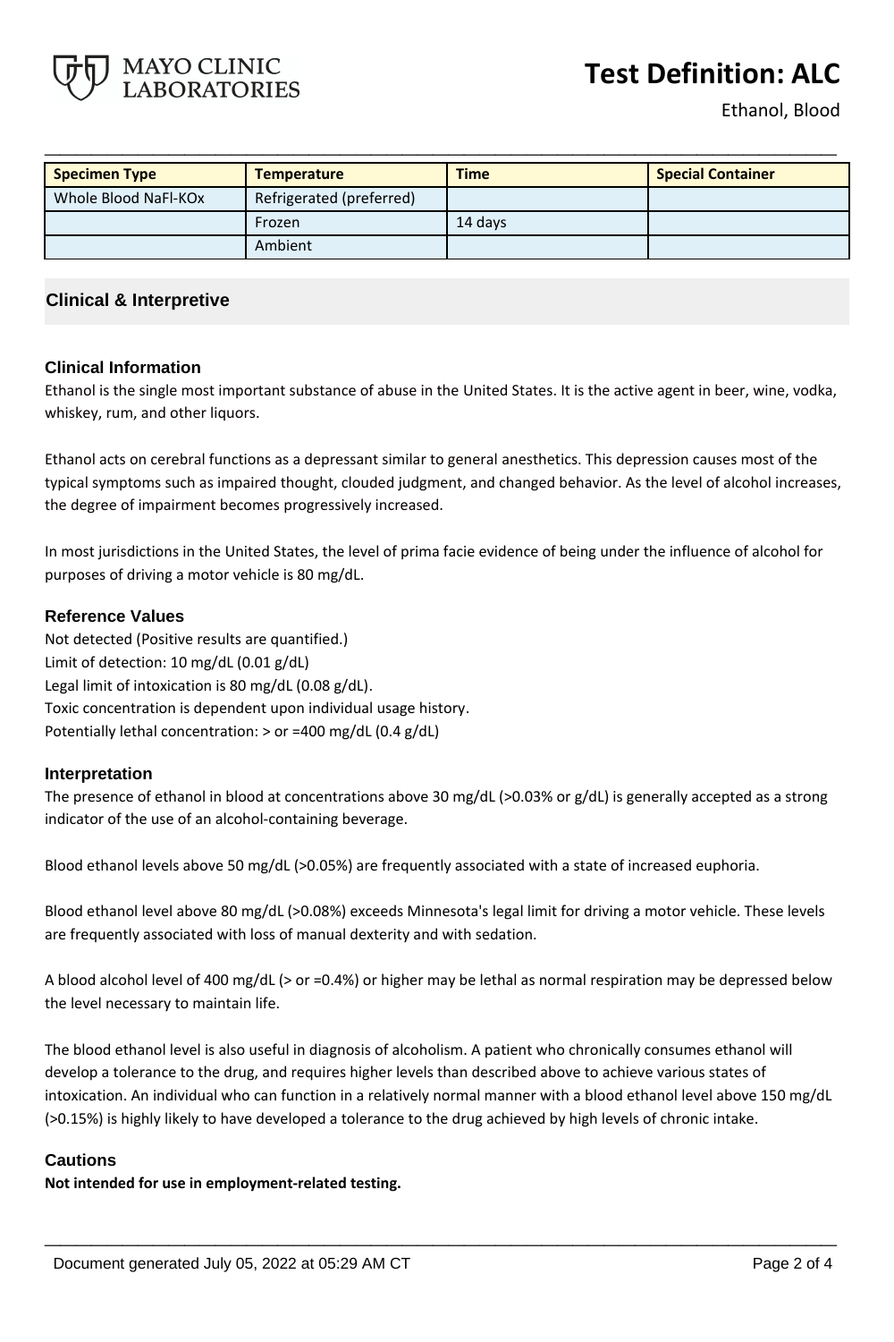# Test Definition: ALC

Ethanol, Blood

| Specimen Type | Temperature | Time | Special Container |
|---|---|---|---|
| Whole Blood NaFl-KOx | Refrigerated (preferred) | | |
| | Frozen | 14 days | |
| | Ambient | | |

## Clinical & Interpretive

### Clinical Information

Ethanol is the single most important substance of abuse in the United States. It is the active agent in beer, wine, vodka, whiskey, rum, and other liquors.

Ethanol acts on cerebral functions as a depressant similar to general anesthetics. This depression causes most of the typical symptoms such as impaired thought, clouded judgment, and changed behavior. As the level of alcohol increases, the degree of impairment becomes progressively increased.

In most jurisdictions in the United States, the level of prima facie evidence of being under the influence of alcohol for purposes of driving a motor vehicle is 80 mg/dL.

### Reference Values

Not detected (Positive results are quantified.)
Limit of detection: 10 mg/dL (0.01 g/dL)
Legal limit of intoxication is 80 mg/dL (0.08 g/dL).
Toxic concentration is dependent upon individual usage history.
Potentially lethal concentration: > or =400 mg/dL (0.4 g/dL)

### Interpretation

The presence of ethanol in blood at concentrations above 30 mg/dL (>0.03% or g/dL) is generally accepted as a strong indicator of the use of an alcohol-containing beverage.

Blood ethanol levels above 50 mg/dL (>0.05%) are frequently associated with a state of increased euphoria.

Blood ethanol level above 80 mg/dL (>0.08%) exceeds Minnesota's legal limit for driving a motor vehicle. These levels are frequently associated with loss of manual dexterity and with sedation.

A blood alcohol level of 400 mg/dL (> or =0.4%) or higher may be lethal as normal respiration may be depressed below the level necessary to maintain life.

The blood ethanol level is also useful in diagnosis of alcoholism. A patient who chronically consumes ethanol will develop a tolerance to the drug, and requires higher levels than described above to achieve various states of intoxication. An individual who can function in a relatively normal manner with a blood ethanol level above 150 mg/dL (>0.15%) is highly likely to have developed a tolerance to the drug achieved by high levels of chronic intake.

### Cautions

**Not intended for use in employment-related testing.**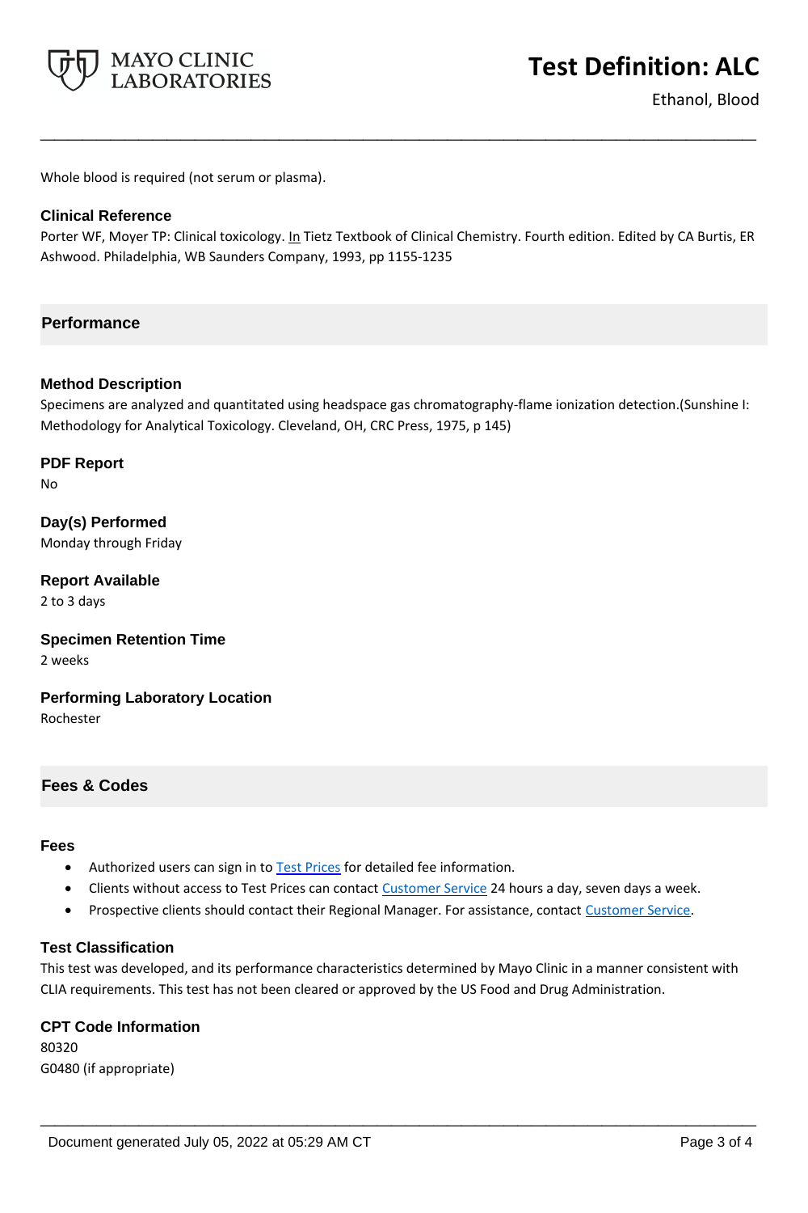Whole blood is required (not serum or plasma).

### Clinical Reference

Porter WF, Moyer TP: Clinical toxicology. In Tietz Textbook of Clinical Chemistry. Fourth edition. Edited by CA Burtis, ER Ashwood. Philadelphia, WB Saunders Company, 1993, pp 1155-1235

## Performance

### Method Description

Specimens are analyzed and quantitated using headspace gas chromatography-flame ionization detection.(Sunshine I: Methodology for Analytical Toxicology. Cleveland, OH, CRC Press, 1975, p 145)

### PDF Report

No

### Day(s) Performed

Monday through Friday

### Report Available

2 to 3 days

### Specimen Retention Time

2 weeks

### Performing Laboratory Location

Rochester

## Fees & Codes

### Fees

- Authorized users can sign in to Test Prices for detailed fee information.
- Clients without access to Test Prices can contact Customer Service 24 hours a day, seven days a week.
- Prospective clients should contact their Regional Manager. For assistance, contact Customer Service.

### Test Classification

This test was developed, and its performance characteristics determined by Mayo Clinic in a manner consistent with CLIA requirements. This test has not been cleared or approved by the US Food and Drug Administration.

### CPT Code Information

80320
G0480 (if appropriate)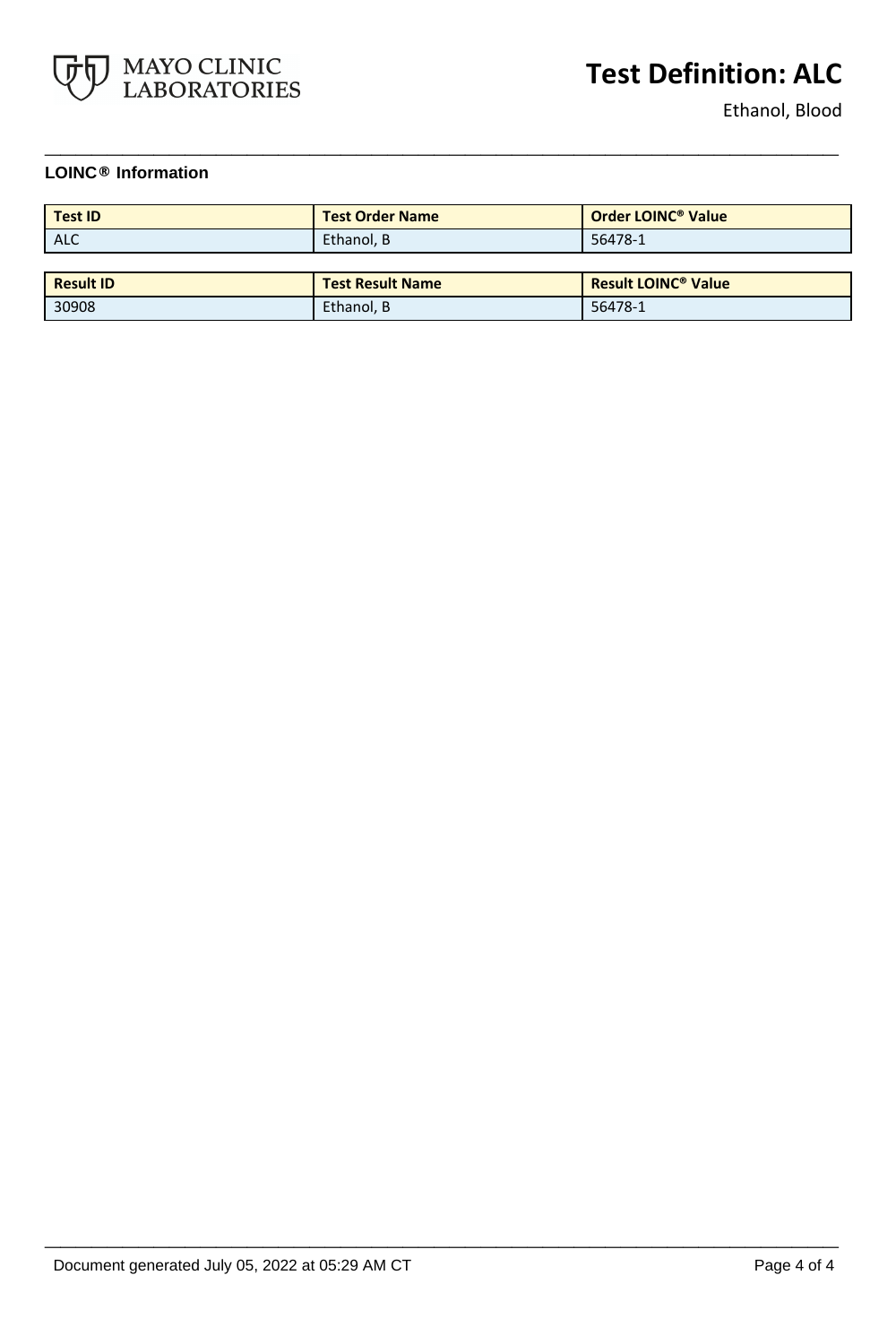**LOINC® Information**

| Test ID | Test Order Name | Order LOINC® Value |
| --- | --- | --- |
| ALC | Ethanol, B | 56478-1 |

| Result ID | Test Result Name | Result LOINC® Value |
| --- | --- | --- |
| 30908 | Ethanol, B | 56478-1 |